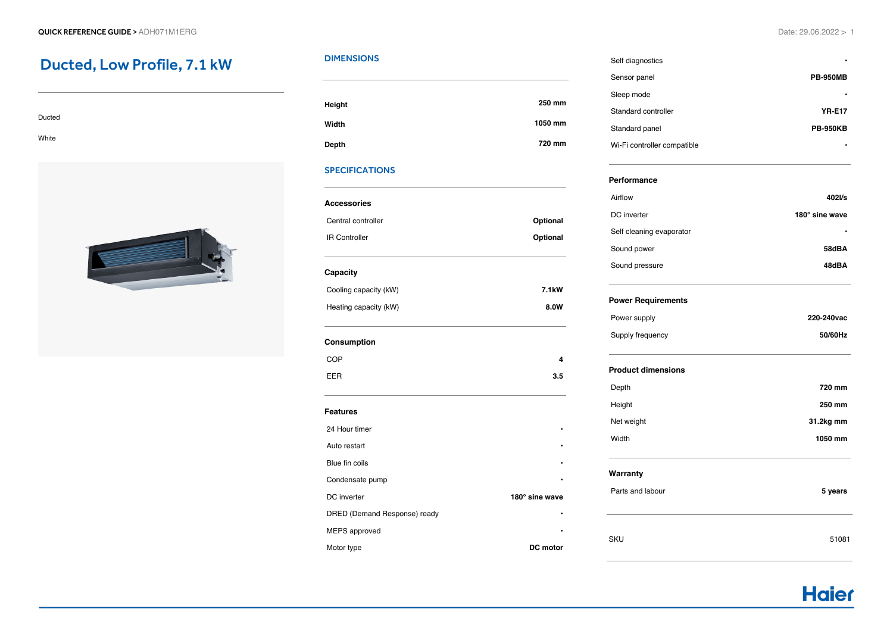# Ducted, Low Profile, 7.1 kW

Ducted

White

## DIMENSIONS

| | |
|---|---|
| **Height** | **250 mm** |
| **Width** | **1050 mm** |
| **Depth** | **720 mm** |

## SPECIFICATIONS

### Accessories

| | |
|---|---|
| Central controller | **Optional** |
| IR Controller | **Optional** |

### Capacity

| | |
|---|---|
| Cooling capacity (kW) | **7.1kW** |
| Heating capacity (kW) | **8.0W** |

### Consumption

| | |
|---|---|
| COP | **4** |
| EER | **3.5** |

### Features

| | |
|---|---|
| 24 Hour timer | • |
| Auto restart | • |
| Blue fin coils | • |
| Condensate pump | • |
| DC inverter | **180° sine wave** |
| DRED (Demand Response) ready | • |
| MEPS approved | • |
| Motor type | **DC motor** |
| Self diagnostics | • |
| Sensor panel | **PB-950MB** |
| Sleep mode | • |
| Standard controller | **YR-E17** |
| Standard panel | **PB-950KB** |
| Wi-Fi controller compatible | • |

### Performance

| | |
|---|---|
| Airflow | **402l/s** |
| DC inverter | **180° sine wave** |
| Self cleaning evaporator | • |
| Sound power | **58dBA** |
| Sound pressure | **48dBA** |

### Power Requirements

| | |
|---|---|
| Power supply | **220-240vac** |
| Supply frequency | **50/60Hz** |

### Product dimensions

| | |
|---|---|
| Depth | **720 mm** |
| Height | **250 mm** |
| Net weight | **31.2kg mm** |
| Width | **1050 mm** |

### Warranty

| | |
|---|---|
| Parts and labour | **5 years** |

| | |
|---|---|
| SKU | 51081 |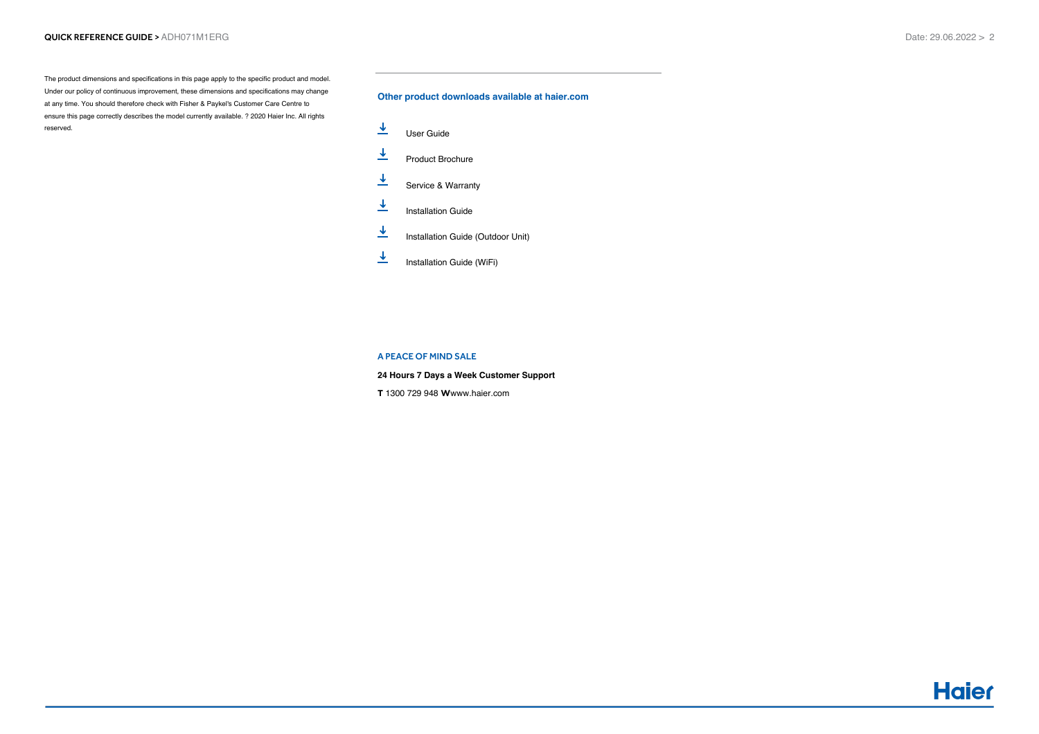The product dimensions and specifications in this page apply to the specific product and model. Under our policy of continuous improvement, these dimensions and specifications may change at any time. You should therefore check with Fisher & Paykel's Customer Care Centre to ensure this page correctly describes the model currently available. ? 2020 Haier Inc. All rights reserved.

## Other product downloads available at haier.com

- User Guide
- Product Brochure
- Service & Warranty
- Installation Guide
- Installation Guide (Outdoor Unit)
- Installation Guide (WiFi)

## A PEACE OF MIND SALE

**24 Hours 7 Days a Week Customer Support**

**T** 1300 729 948 **W**www.haier.com